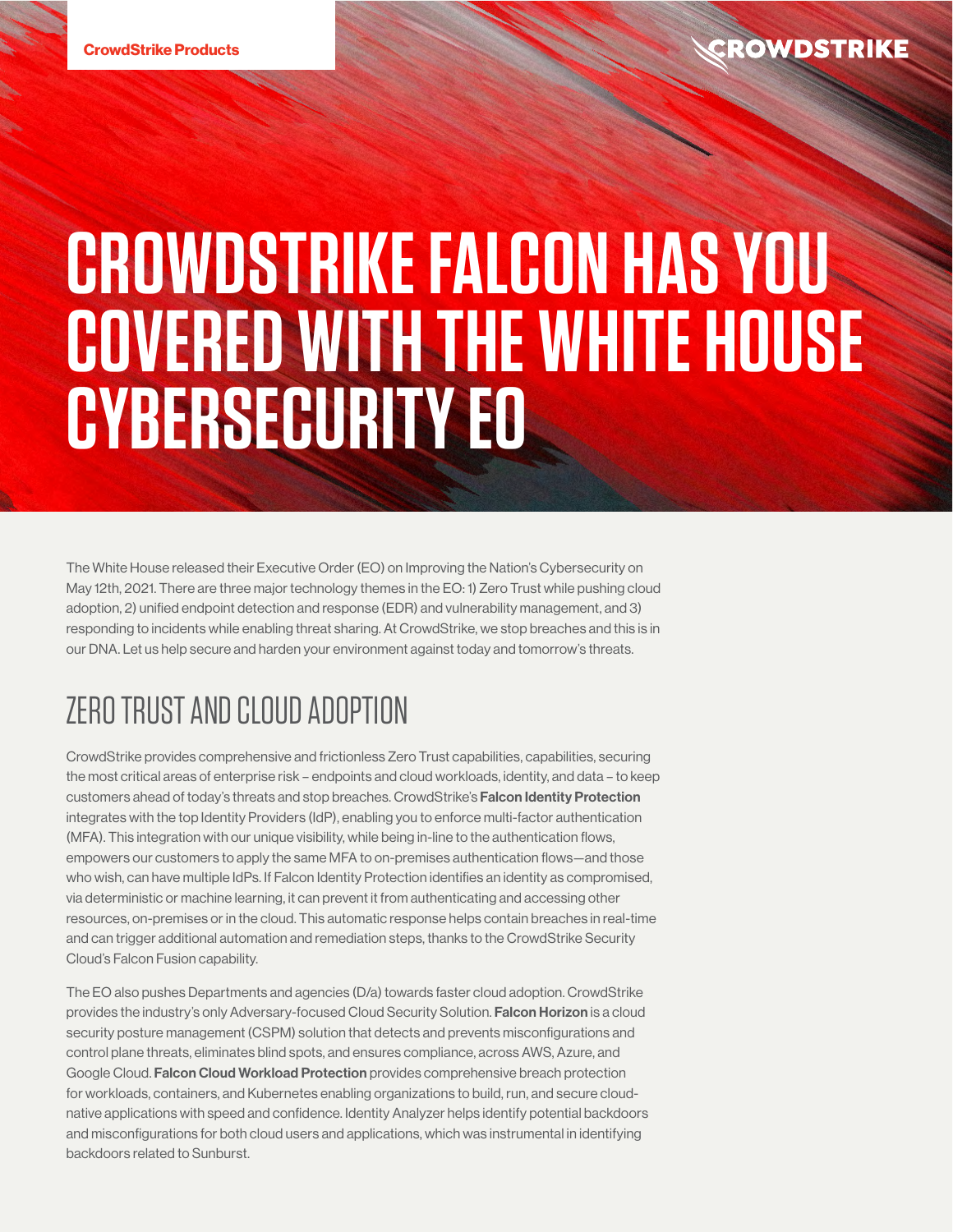CrowdStrike Products

# CROWDSTRIKE FALCON HAS YOU COVERED WITH THE WHITE HOUSE CYBERSECURITY EO

The White House released their Executive Order (EO) on Improving the Nation's Cybersecurity on May 12th, 2021. There are three major technology themes in the EO: 1) Zero Trust while pushing cloud adoption, 2) unified endpoint detection and response (EDR) and vulnerability management, and 3) responding to incidents while enabling threat sharing. At CrowdStrike, we stop breaches and this is in our DNA. Let us help secure and harden your environment against today and tomorrow's threats.

## ZERO TRUST AND CLOUD ADOPTION

CrowdStrike provides comprehensive and frictionless Zero Trust capabilities, capabilities, securing the most critical areas of enterprise risk – endpoints and cloud workloads, identity, and data – to keep customers ahead of today's threats and stop breaches. CrowdStrike's **Falcon Identity Protection** integrates with the top Identity Providers (IdP), enabling you to enforce multi-factor authentication (MFA). This integration with our unique visibility, while being in-line to the authentication flows, empowers our customers to apply the same MFA to on-premises authentication flows—and those who wish, can have multiple IdPs. If Falcon Identity Protection identifies an identity as compromised, via deterministic or machine learning, it can prevent it from authenticating and accessing other resources, on-premises or in the cloud. This automatic response helps contain breaches in real-time and can trigger additional automation and remediation steps, thanks to the CrowdStrike Security Cloud's Falcon Fusion capability.

The EO also pushes Departments and agencies (D/a) towards faster cloud adoption. CrowdStrike provides the industry's only Adversary-focused Cloud Security Solution. **Falcon Horizon** is a cloud security posture management (CSPM) solution that detects and prevents misconfigurations and control plane threats, eliminates blind spots, and ensures compliance, across AWS, Azure, and Google Cloud. **Falcon Cloud Workload Protection** provides comprehensive breach protection for workloads, containers, and Kubernetes enabling organizations to build, run, and secure cloud-native applications with speed and confidence. Identity Analyzer helps identify potential backdoors and misconfigurations for both cloud users and applications, which was instrumental in identifying backdoors related to Sunburst.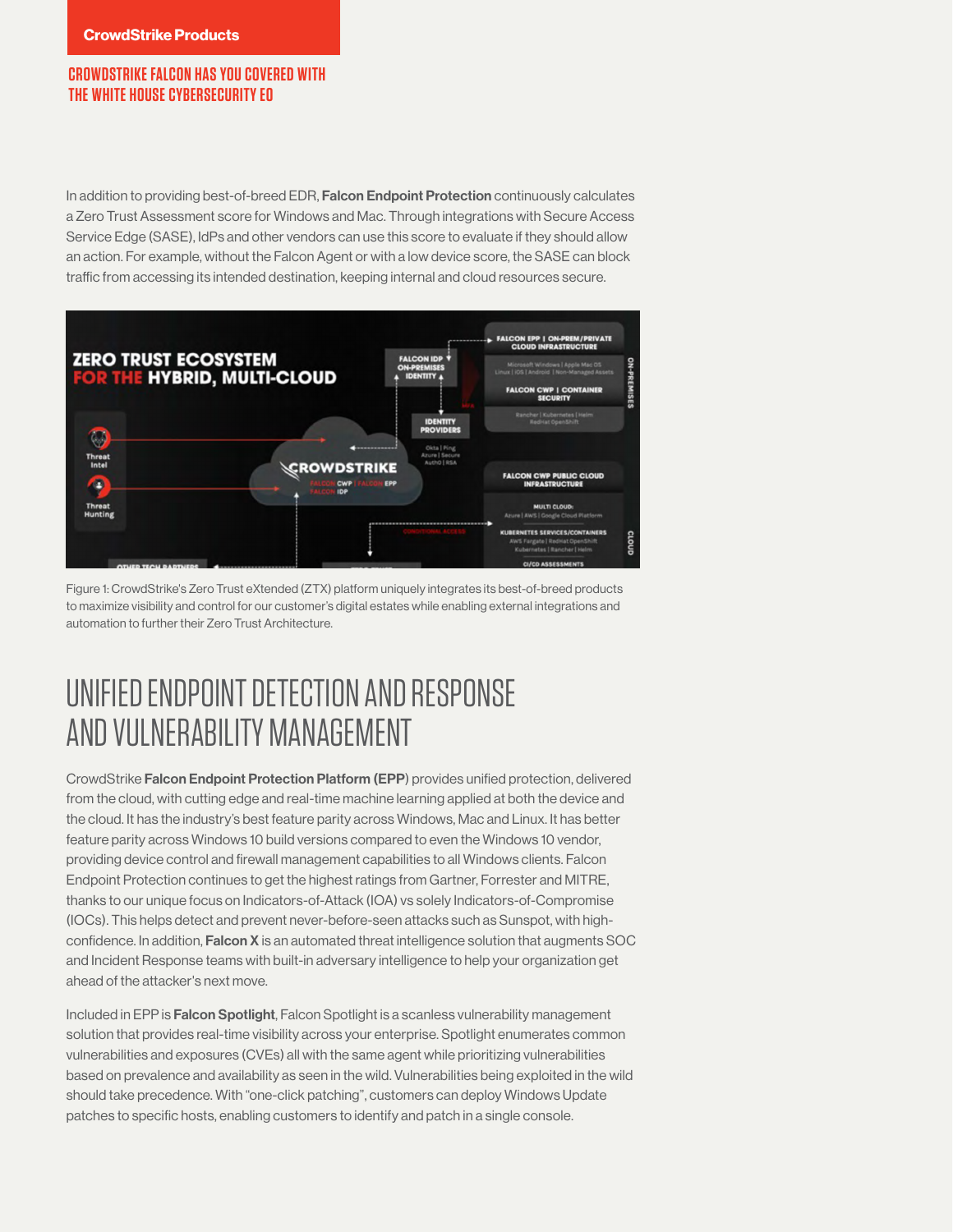In addition to providing best-of-breed EDR, **Falcon Endpoint Protection** continuously calculates a Zero Trust Assessment score for Windows and Mac. Through integrations with Secure Access Service Edge (SASE), IdPs and other vendors can use this score to evaluate if they should allow an action. For example, without the Falcon Agent or with a low device score, the SASE can block traffic from accessing its intended destination, keeping internal and cloud resources secure.

Figure 1: CrowdStrike's Zero Trust eXtended (ZTX) platform uniquely integrates its best-of-breed products to maximize visibility and control for our customer's digital estates while enabling external integrations and automation to further their Zero Trust Architecture.

## UNIFIED ENDPOINT DETECTION AND RESPONSE AND VULNERABILITY MANAGEMENT

CrowdStrike **Falcon Endpoint Protection Platform (EPP**) provides unified protection, delivered from the cloud, with cutting edge and real-time machine learning applied at both the device and the cloud. It has the industry's best feature parity across Windows, Mac and Linux. It has better feature parity across Windows 10 build versions compared to even the Windows 10 vendor, providing device control and firewall management capabilities to all Windows clients. Falcon Endpoint Protection continues to get the highest ratings from Gartner, Forrester and MITRE, thanks to our unique focus on Indicators-of-Attack (IOA) vs solely Indicators-of-Compromise (IOCs). This helps detect and prevent never-before-seen attacks such as Sunspot, with high-confidence. In addition, **Falcon X** is an automated threat intelligence solution that augments SOC and Incident Response teams with built-in adversary intelligence to help your organization get ahead of the attacker's next move.

Included in EPP is **Falcon Spotlight**, Falcon Spotlight is a scanless vulnerability management solution that provides real-time visibility across your enterprise. Spotlight enumerates common vulnerabilities and exposures (CVEs) all with the same agent while prioritizing vulnerabilities based on prevalence and availability as seen in the wild. Vulnerabilities being exploited in the wild should take precedence. With "one-click patching", customers can deploy Windows Update patches to specific hosts, enabling customers to identify and patch in a single console.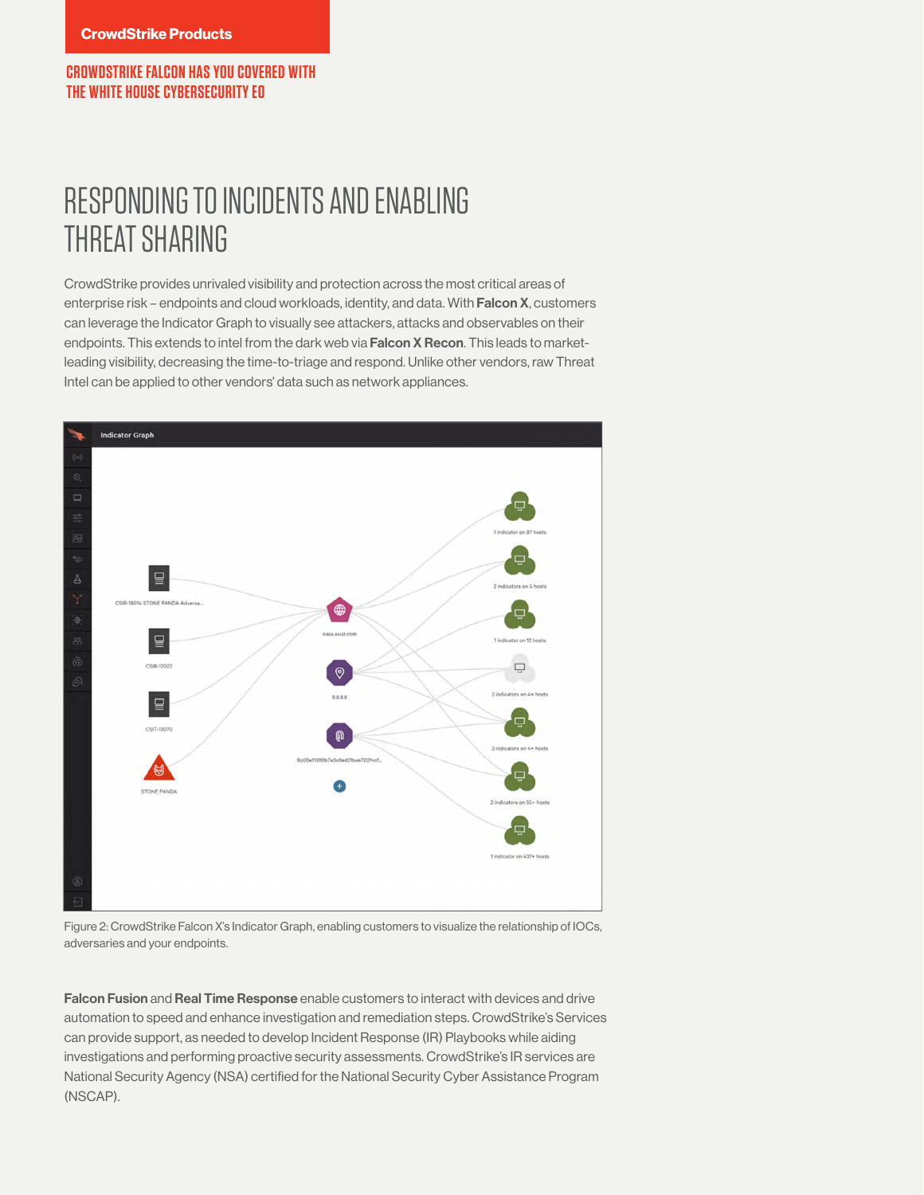# RESPONDING TO INCIDENTS AND ENABLING THREAT SHARING

CrowdStrike provides unrivaled visibility and protection across the most critical areas of enterprise risk – endpoints and cloud workloads, identity, and data. With **Falcon X**, customers can leverage the Indicator Graph to visually see attackers, attacks and observables on their endpoints. This extends to intel from the dark web via **Falcon X Recon**. This leads to market-leading visibility, decreasing the time-to-triage and respond. Unlike other vendors, raw Threat Intel can be applied to other vendors' data such as network appliances.

Figure 2: CrowdStrike Falcon X's Indicator Graph, enabling customers to visualize the relationship of IOCs, adversaries and your endpoints.

**Falcon Fusion** and **Real Time Response** enable customers to interact with devices and drive automation to speed and enhance investigation and remediation steps. CrowdStrike's Services can provide support, as needed to develop Incident Response (IR) Playbooks while aiding investigations and performing proactive security assessments. CrowdStrike's IR services are National Security Agency (NSA) certified for the National Security Cyber Assistance Program (NSCAP).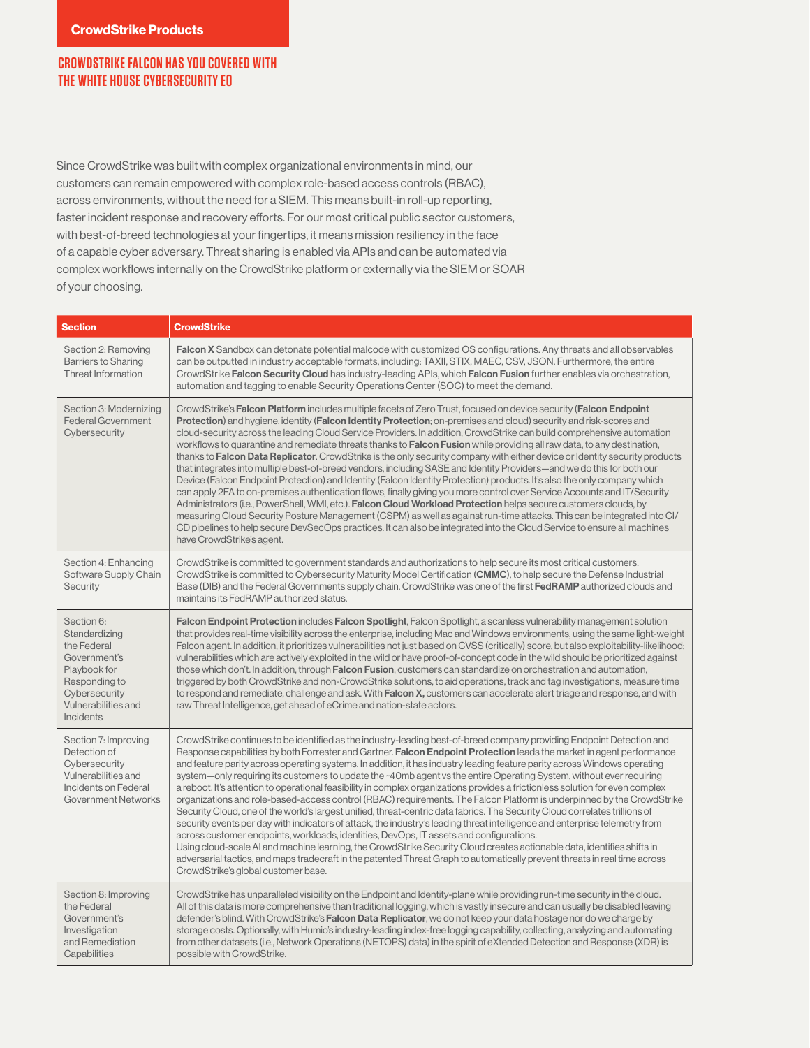**CrowdStrike Products**

## CROWDSTRIKE FALCON HAS YOU COVERED WITH THE WHITE HOUSE CYBERSECURITY EO

Since CrowdStrike was built with complex organizational environments in mind, our customers can remain empowered with complex role-based access controls (RBAC), across environments, without the need for a SIEM. This means built-in roll-up reporting, faster incident response and recovery efforts. For our most critical public sector customers, with best-of-breed technologies at your fingertips, it means mission resiliency in the face of a capable cyber adversary. Threat sharing is enabled via APIs and can be automated via complex workflows internally on the CrowdStrike platform or externally via the SIEM or SOAR of your choosing.

| Section | CrowdStrike |
|---|---|
| Section 2: Removing Barriers to Sharing Threat Information | **Falcon X** Sandbox can detonate potential malcode with customized OS configurations. Any threats and all observables can be outputted in industry acceptable formats, including: TAXII, STIX, MAEC, CSV, JSON. Furthermore, the entire CrowdStrike **Falcon Security Cloud** has industry-leading APIs, which **Falcon Fusion** further enables via orchestration, automation and tagging to enable Security Operations Center (SOC) to meet the demand. |
| Section 3: Modernizing Federal Government Cybersecurity | CrowdStrike's **Falcon Platform** includes multiple facets of Zero Trust, focused on device security (**Falcon Endpoint Protection**) and hygiene, identity (**Falcon Identity Protection**; on-premises and cloud) security and risk-scores and cloud-security across the leading Cloud Service Providers. In addition, CrowdStrike can build comprehensive automation workflows to quarantine and remediate threats thanks to **Falcon Fusion** while providing all raw data, to any destination, thanks to **Falcon Data Replicator**. CrowdStrike is the only security company with either device or Identity security products that integrates into multiple best-of-breed vendors, including SASE and Identity Providers—and we do this for both our Device (Falcon Endpoint Protection) and Identity (Falcon Identity Protection) products. It's also the only company which can apply 2FA to on-premises authentication flows, finally giving you more control over Service Accounts and IT/Security Administrators (i.e., PowerShell, WMI, etc.). **Falcon Cloud Workload Protection** helps secure customers clouds, by measuring Cloud Security Posture Management (CSPM) as well as against run-time attacks. This can be integrated into CI/CD pipelines to help secure DevSecOps practices. It can also be integrated into the Cloud Service to ensure all machines have CrowdStrike's agent. |
| Section 4: Enhancing Software Supply Chain Security | CrowdStrike is committed to government standards and authorizations to help secure its most critical customers. CrowdStrike is committed to Cybersecurity Maturity Model Certification (**CMMC**), to help secure the Defense Industrial Base (DIB) and the Federal Governments supply chain. CrowdStrike was one of the first **FedRAMP** authorized clouds and maintains its FedRAMP authorized status. |
| Section 6: Standardizing the Federal Government's Playbook for Responding to Cybersecurity Vulnerabilities and Incidents | **Falcon Endpoint Protection** includes **Falcon Spotlight**, Falcon Spotlight, a scanless vulnerability management solution that provides real-time visibility across the enterprise, including Mac and Windows environments, using the same light-weight Falcon agent. In addition, it prioritizes vulnerabilities not just based on CVSS (critically) score, but also exploitability-likelihood; vulnerabilities which are actively exploited in the wild or have proof-of-concept code in the wild should be prioritized against those which don't. In addition, through **Falcon Fusion**, customers can standardize on orchestration and automation, triggered by both CrowdStrike and non-CrowdStrike solutions, to aid operations, track and tag investigations, measure time to respond and remediate, challenge and ask. With **Falcon X,** customers can accelerate alert triage and response, and with raw Threat Intelligence, get ahead of eCrime and nation-state actors. |
| Section 7: Improving Detection of Cybersecurity Vulnerabilities and Incidents on Federal Government Networks | CrowdStrike continues to be identified as the industry-leading best-of-breed company providing Endpoint Detection and Response capabilities by both Forrester and Gartner. **Falcon Endpoint Protection** leads the market in agent performance and feature parity across operating systems. In addition, it has industry leading feature parity across Windows operating system—only requiring its customers to update the ~40mb agent vs the entire Operating System, without ever requiring a reboot. It's attention to operational feasibility in complex organizations provides a frictionless solution for even complex organizations and role-based-access control (RBAC) requirements. The Falcon Platform is underpinned by the CrowdStrike Security Cloud, one of the world's largest unified, threat-centric data fabrics. The Security Cloud correlates trillions of security events per day with indicators of attack, the industry's leading threat intelligence and enterprise telemetry from across customer endpoints, workloads, identities, DevOps, IT assets and configurations.<br>Using cloud-scale AI and machine learning, the CrowdStrike Security Cloud creates actionable data, identifies shifts in adversarial tactics, and maps tradecraft in the patented Threat Graph to automatically prevent threats in real time across CrowdStrike's global customer base. |
| Section 8: Improving the Federal Government's Investigation and Remediation Capabilities | CrowdStrike has unparalleled visibility on the Endpoint and Identity-plane while providing run-time security in the cloud. All of this data is more comprehensive than traditional logging, which is vastly insecure and can usually be disabled leaving defender's blind. With CrowdStrike's **Falcon Data Replicator**, we do not keep your data hostage nor do we charge by storage costs. Optionally, with Humio's industry-leading index-free logging capability, collecting, analyzing and automating from other datasets (i.e., Network Operations (NETOPS) data) in the spirit of eXtended Detection and Response (XDR) is possible with CrowdStrike. |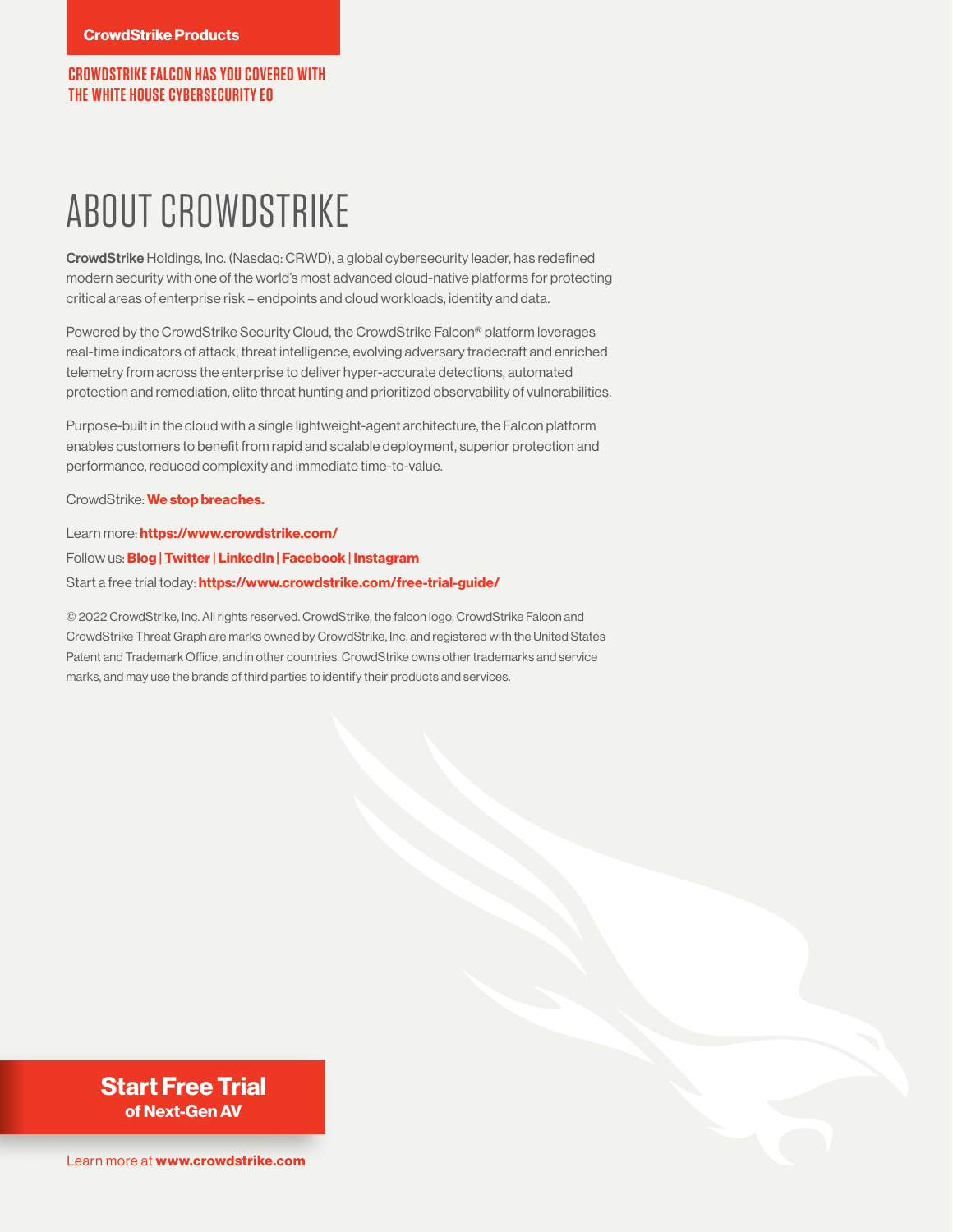# ABOUT CROWDSTRIKE

**CrowdStrike** Holdings, Inc. (Nasdaq: CRWD), a global cybersecurity leader, has redefined modern security with one of the world's most advanced cloud-native platforms for protecting critical areas of enterprise risk – endpoints and cloud workloads, identity and data.

Powered by the CrowdStrike Security Cloud, the CrowdStrike Falcon® platform leverages real-time indicators of attack, threat intelligence, evolving adversary tradecraft and enriched telemetry from across the enterprise to deliver hyper-accurate detections, automated protection and remediation, elite threat hunting and prioritized observability of vulnerabilities.

Purpose-built in the cloud with a single lightweight-agent architecture, the Falcon platform enables customers to benefit from rapid and scalable deployment, superior protection and performance, reduced complexity and immediate time-to-value.

CrowdStrike: **We stop breaches.**

Learn more: **https://www.crowdstrike.com/**

Follow us: **Blog | Twitter | LinkedIn | Facebook | Instagram**

Start a free trial today: **https://www.crowdstrike.com/free-trial-guide/**

© 2022 CrowdStrike, Inc. All rights reserved. CrowdStrike, the falcon logo, CrowdStrike Falcon and CrowdStrike Threat Graph are marks owned by CrowdStrike, Inc. and registered with the United States Patent and Trademark Office, and in other countries. CrowdStrike owns other trademarks and service marks, and may use the brands of third parties to identify their products and services.

**Start Free Trial**
**of Next-Gen AV**

Learn more at **www.crowdstrike.com**